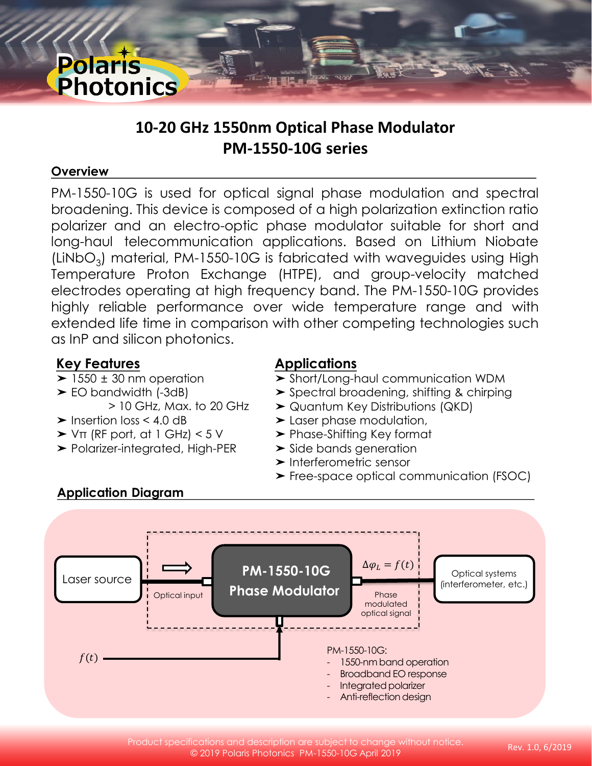# 10-20 GHz 1550nm Optical Phase Modulator
# PM-1550-10G series

## Overview

PM-1550-10G is used for optical signal phase modulation and spectral broadening. This device is composed of a high polarization extinction ratio polarizer and an electro-optic phase modulator suitable for short and long-haul telecommunication applications. Based on Lithium Niobate ($LiNbO_3$) material, PM-1550-10G is fabricated with waveguides using High Temperature Proton Exchange (HTPE), and group-velocity matched electrodes operating at high frequency band. The PM-1550-10G provides highly reliable performance over wide temperature range and with extended life time in comparison with other competing technologies such as InP and silicon photonics.

## Key Features

- 1550 ± 30 nm operation
- EO bandwidth (-3dB)
  > 10 GHz, Max. to 20 GHz
- Insertion loss < 4.0 dB
- Vπ (RF port, at 1 GHz) < 5 V
- Polarizer-integrated, High-PER

## Applications

- Short/Long-haul communication WDM
- Spectral broadening, shifting & chirping
- Quantum Key Distributions (QKD)
- Laser phase modulation,
- Phase-Shifting Key format
- Side bands generation
- Interferometric sensor
- Free-space optical communication (FSOC)

## Application Diagram

Laser source → Optical input → **PM-1550-10G Phase Modulator** → $\Delta\varphi_L = f(t)$ Phase modulated optical signal → Optical systems (interferometer, etc.)

$f(t)$ → PM-1550-10G Phase Modulator

PM-1550-10G:
- 1550-nm band operation
- Broadband EO response
- Integrated polarizer
- Anti-reflection design

Product specifications and description are subject to change without notice.
© 2019 Polaris Photonics PM-1550-10G April 2019

Rev. 1.0, 6/2019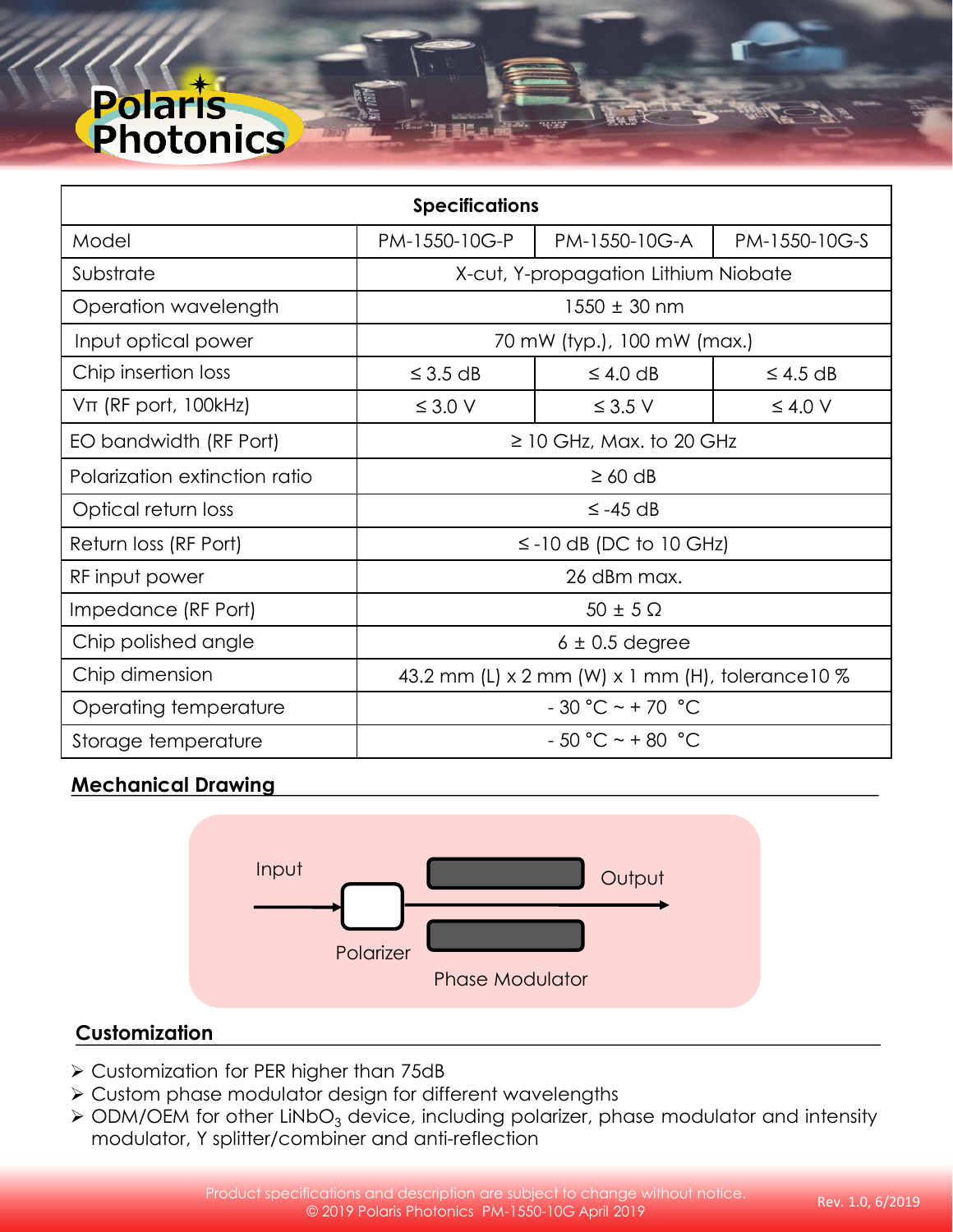| Specifications | | | |
|---|---|---|---|
| Model | PM-1550-10G-P | PM-1550-10G-A | PM-1550-10G-S |
| Substrate | X-cut, Y-propagation Lithium Niobate | | |
| Operation wavelength | 1550 ± 30 nm | | |
| Input optical power | 70 mW (typ.), 100 mW (max.) | | |
| Chip insertion loss | ≤ 3.5 dB | ≤ 4.0 dB | ≤ 4.5 dB |
| $V\pi$ (RF port, 100kHz) | ≤ 3.0 V | ≤ 3.5 V | ≤ 4.0 V |
| EO bandwidth (RF Port) | ≥ 10 GHz, Max. to 20 GHz | | |
| Polarization extinction ratio | ≥ 60 dB | | |
| Optical return loss | ≤ -45 dB | | |
| Return loss (RF Port) | ≤ -10 dB (DC to 10 GHz) | | |
| RF input power | 26 dBm max. | | |
| Impedance (RF Port) | 50 ± 5 Ω | | |
| Chip polished angle | 6 ± 0.5 degree | | |
| Chip dimension | 43.2 mm (L) x 2 mm (W) x 1 mm (H), tolerance10 % | | |
| Operating temperature | - 30 °C ~ + 70 °C | | |
| Storage temperature | - 50 °C ~ + 80 °C | | |

## Mechanical Drawing

Input

Output

Polarizer

Phase Modulator

## Customization

- Customization for PER higher than 75dB
- Custom phase modulator design for different wavelengths
- ODM/OEM for other $LiNbO_3$ device, including polarizer, phase modulator and intensity modulator, Y splitter/combiner and anti-reflection

Product specifications and description are subject to change without notice.
© 2019 Polaris Photonics PM-1550-10G April 2019

Rev. 1.0, 6/2019